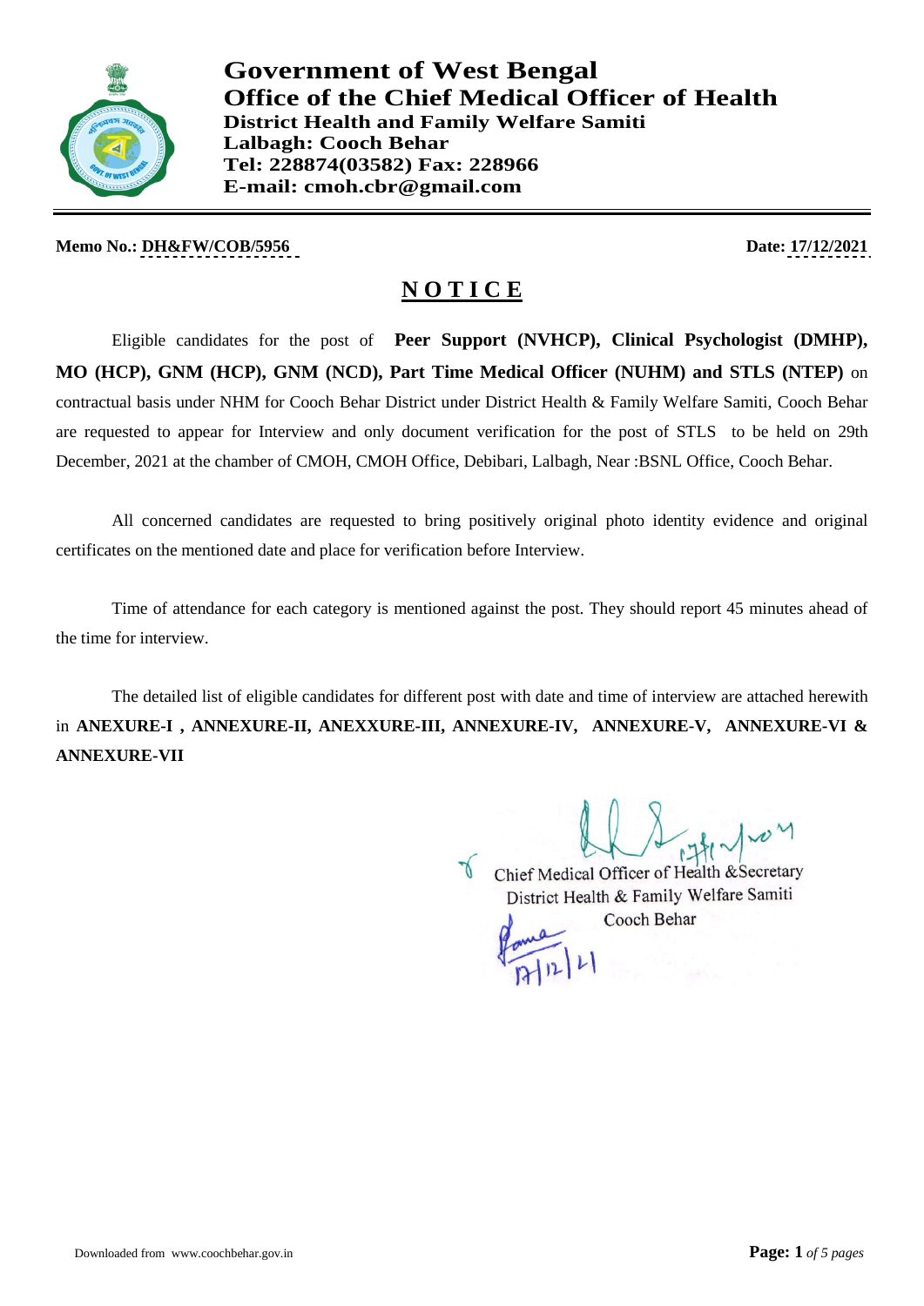# Government of West Bengal

## Office of the Chief Medical Officer of Health

**District Health and Family Welfare Samiti**
**Lalbagh: Cooch Behar**
**Tel: 228874(03582) Fax: 228966**
**E-mail: cmoh.cbr@gmail.com**

---

**Memo No.: DH&FW/COB/5956** **Date: 17/12/2021**

## NOTICE

Eligible candidates for the post of **Peer Support (NVHCP), Clinical Psychologist (DMHP), MO (HCP), GNM (HCP), GNM (NCD), Part Time Medical Officer (NUHM) and STLS (NTEP)** on contractual basis under NHM for Cooch Behar District under District Health & Family Welfare Samiti, Cooch Behar are requested to appear for Interview and only document verification for the post of STLS to be held on 29th December, 2021 at the chamber of CMOH, CMOH Office, Debibari, Lalbagh, Near :BSNL Office, Cooch Behar.

All concerned candidates are requested to bring positively original photo identity evidence and original certificates on the mentioned date and place for verification before Interview.

Time of attendance for each category is mentioned against the post. They should report 45 minutes ahead of the time for interview.

The detailed list of eligible candidates for different post with date and time of interview are attached herewith in **ANNEXURE-I , ANNEXURE-II, ANEXXURE-III, ANNEXURE-IV, ANNEXURE-V, ANNEXURE-VI & ANNEXURE-VII**

Chief Medical Officer of Health &Secretary
District Health & Family Welfare Samiti
Cooch Behar

Downloaded from www.coochbehar.gov.in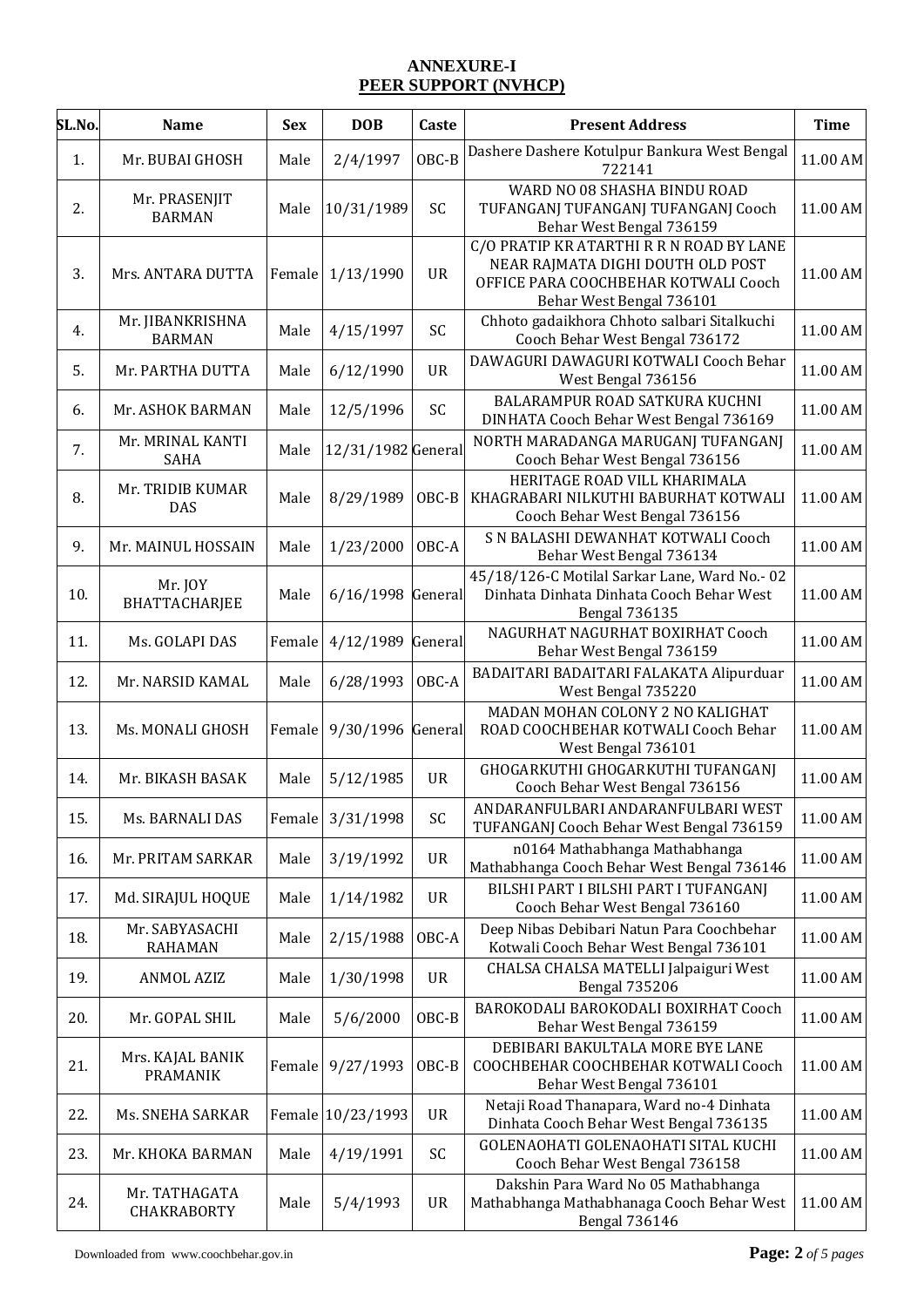**ANNEXURE-I**
**PEER SUPPORT (NVHCP)**

| SL.No. | Name | Sex | DOB | Caste | Present Address | Time |
|---|---|---|---|---|---|---|
| 1. | Mr. BUBAI GHOSH | Male | 2/4/1997 | OBC-B | Dashere Dashere Kotulpur Bankura West Bengal 722141 | 11.00 AM |
| 2. | Mr. PRASENJIT BARMAN | Male | 10/31/1989 | SC | WARD NO 08 SHASHA BINDU ROAD TUFANGANJ TUFANGANJ TUFANGANJ Cooch Behar West Bengal 736159 | 11.00 AM |
| 3. | Mrs. ANTARA DUTTA | Female | 1/13/1990 | UR | C/O PRATIP KR ATARTHI R R N ROAD BY LANE NEAR RAJMATA DIGHI DOUTH OLD POST OFFICE PARA COOCHBEHAR KOTWALI Cooch Behar West Bengal 736101 | 11.00 AM |
| 4. | Mr. JIBANKRISHNA BARMAN | Male | 4/15/1997 | SC | Chhoto gadaikhora Chhoto salbari Sitalkuchi Cooch Behar West Bengal 736172 | 11.00 AM |
| 5. | Mr. PARTHA DUTTA | Male | 6/12/1990 | UR | DAWAGURI DAWAGURI KOTWALI Cooch Behar West Bengal 736156 | 11.00 AM |
| 6. | Mr. ASHOK BARMAN | Male | 12/5/1996 | SC | BALARAMPUR ROAD SATKURA KUCHNI DINHATA Cooch Behar West Bengal 736169 | 11.00 AM |
| 7. | Mr. MRINAL KANTI SAHA | Male | 12/31/1982 | General | NORTH MARADANGA MARUGANJ TUFANGANJ Cooch Behar West Bengal 736156 | 11.00 AM |
| 8. | Mr. TRIDIB KUMAR DAS | Male | 8/29/1989 | OBC-B | HERITAGE ROAD VILL KHARIMALA KHAGRABARI NILKUTHI BABURHAT KOTWALI Cooch Behar West Bengal 736156 | 11.00 AM |
| 9. | Mr. MAINUL HOSSAIN | Male | 1/23/2000 | OBC-A | S N BALASHI DEWANHAT KOTWALI Cooch Behar West Bengal 736134 | 11.00 AM |
| 10. | Mr. JOY BHATTACHARJEE | Male | 6/16/1998 | General | 45/18/126-C Motilal Sarkar Lane, Ward No.- 02 Dinhata Dinhata Dinhata Cooch Behar West Bengal 736135 | 11.00 AM |
| 11. | Ms. GOLAPI DAS | Female | 4/12/1989 | General | NAGURHAT NAGURHAT BOXIRHAT Cooch Behar West Bengal 736159 | 11.00 AM |
| 12. | Mr. NARSID KAMAL | Male | 6/28/1993 | OBC-A | BADAITARI BADAITARI FALAKATA Alipurduar West Bengal 735220 | 11.00 AM |
| 13. | Ms. MONALI GHOSH | Female | 9/30/1996 | General | MADAN MOHAN COLONY 2 NO KALIGHAT ROAD COOCHBEHAR KOTWALI Cooch Behar West Bengal 736101 | 11.00 AM |
| 14. | Mr. BIKASH BASAK | Male | 5/12/1985 | UR | GHOGARKUTHI GHOGARKUTHI TUFANGANJ Cooch Behar West Bengal 736156 | 11.00 AM |
| 15. | Ms. BARNALI DAS | Female | 3/31/1998 | SC | ANDARANFULBARI ANDARANFULBARI WEST TUFANGANJ Cooch Behar West Bengal 736159 | 11.00 AM |
| 16. | Mr. PRITAM SARKAR | Male | 3/19/1992 | UR | n0164 Mathabhanga Mathabhanga Mathabhanga Cooch Behar West Bengal 736146 | 11.00 AM |
| 17. | Md. SIRAJUL HOQUE | Male | 1/14/1982 | UR | BILSHI PART I BILSHI PART I TUFANGANJ Cooch Behar West Bengal 736160 | 11.00 AM |
| 18. | Mr. SABYASACHI RAHAMAN | Male | 2/15/1988 | OBC-A | Deep Nibas Debibari Natun Para Coochbehar Kotwali Cooch Behar West Bengal 736101 | 11.00 AM |
| 19. | ANMOL AZIZ | Male | 1/30/1998 | UR | CHALSA CHALSA MATELLI Jalpaiguri West Bengal 735206 | 11.00 AM |
| 20. | Mr. GOPAL SHIL | Male | 5/6/2000 | OBC-B | BAROKODALI BAROKODALI BOXIRHAT Cooch Behar West Bengal 736159 | 11.00 AM |
| 21. | Mrs. KAJAL BANIK PRAMANIK | Female | 9/27/1993 | OBC-B | DEBIBARI BAKULTALA MORE BYE LANE COOCHBEHAR COOCHBEHAR KOTWALI Cooch Behar West Bengal 736101 | 11.00 AM |
| 22. | Ms. SNEHA SARKAR | Female | 10/23/1993 | UR | Netaji Road Thanapara, Ward no-4 Dinhata Dinhata Cooch Behar West Bengal 736135 | 11.00 AM |
| 23. | Mr. KHOKA BARMAN | Male | 4/19/1991 | SC | GOLENAOHATI GOLENAOHATI SITAL KUCHI Cooch Behar West Bengal 736158 | 11.00 AM |
| 24. | Mr. TATHAGATA CHAKRABORTY | Male | 5/4/1993 | UR | Dakshin Para Ward No 05 Mathabhanga Mathabhanga Mathabhanaga Cooch Behar West Bengal 736146 | 11.00 AM |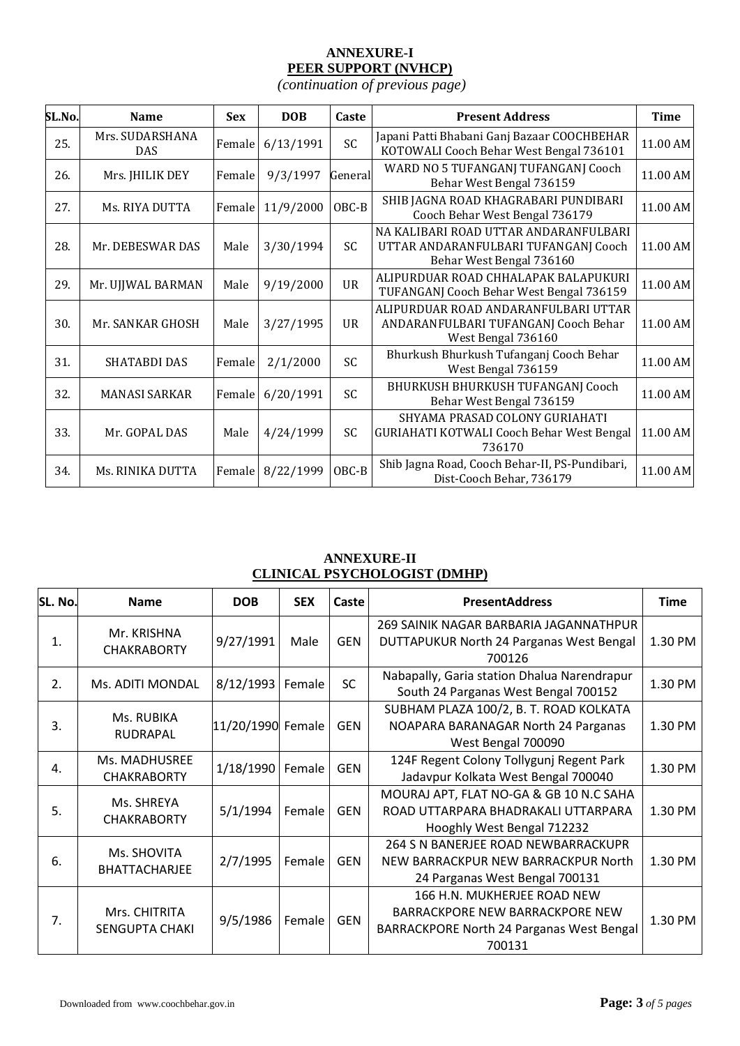## ANNEXURE-I
## PEER SUPPORT (NVHCP)

*(continuation of previous page)*

| SL.No. | Name | Sex | DOB | Caste | Present Address | Time |
|---|---|---|---|---|---|---|
| 25. | Mrs. SUDARSHANA DAS | Female | 6/13/1991 | SC | Japani Patti Bhabani Ganj Bazaar COOCHBEHAR KOTOWALI Cooch Behar West Bengal 736101 | 11.00 AM |
| 26. | Mrs. JHILIK DEY | Female | 9/3/1997 | General | WARD NO 5 TUFANGANJ TUFANGANJ Cooch Behar West Bengal 736159 | 11.00 AM |
| 27. | Ms. RIYA DUTTA | Female | 11/9/2000 | OBC-B | SHIB JAGNA ROAD KHAGRABARI PUNDIBARI Cooch Behar West Bengal 736179 | 11.00 AM |
| 28. | Mr. DEBESWAR DAS | Male | 3/30/1994 | SC | NA KALIBARI ROAD UTTAR ANDARANFULBARI UTTAR ANDARANFULBARI TUFANGANJ Cooch Behar West Bengal 736160 | 11.00 AM |
| 29. | Mr. UJJWAL BARMAN | Male | 9/19/2000 | UR | ALIPURDUAR ROAD CHHALAPAK BALAPUKURI TUFANGANJ Cooch Behar West Bengal 736159 | 11.00 AM |
| 30. | Mr. SANKAR GHOSH | Male | 3/27/1995 | UR | ALIPURDUAR ROAD ANDARANFULBARI UTTAR ANDARANFULBARI TUFANGANJ Cooch Behar West Bengal 736160 | 11.00 AM |
| 31. | SHATABDI DAS | Female | 2/1/2000 | SC | Bhurkush Bhurkush Tufanganj Cooch Behar West Bengal 736159 | 11.00 AM |
| 32. | MANASI SARKAR | Female | 6/20/1991 | SC | BHURKUSH BHURKUSH TUFANGANJ Cooch Behar West Bengal 736159 | 11.00 AM |
| 33. | Mr. GOPAL DAS | Male | 4/24/1999 | SC | SHYAMA PRASAD COLONY GURIAHATI GURIAHATI KOTWALI Cooch Behar West Bengal 736170 | 11.00 AM |
| 34. | Ms. RINIKA DUTTA | Female | 8/22/1999 | OBC-B | Shib Jagna Road, Cooch Behar-II, PS-Pundibari, Dist-Cooch Behar, 736179 | 11.00 AM |

## ANNEXURE-II
## CLINICAL PSYCHOLOGIST (DMHP)

| SL. No. | Name | DOB | SEX | Caste | PresentAddress | Time |
|---|---|---|---|---|---|---|
| 1. | Mr. KRISHNA CHAKRABORTY | 9/27/1991 | Male | GEN | 269 SAINIK NAGAR BARBARIA JAGANNATHPUR DUTTAPUKUR North 24 Parganas West Bengal 700126 | 1.30 PM |
| 2. | Ms. ADITI MONDAL | 8/12/1993 | Female | SC | Nabapally, Garia station Dhalua Narendrapur South 24 Parganas West Bengal 700152 | 1.30 PM |
| 3. | Ms. RUBIKA RUDRAPAL | 11/20/1990 | Female | GEN | SUBHAM PLAZA 100/2, B. T. ROAD KOLKATA NOAPARA BARANAGAR North 24 Parganas West Bengal 700090 | 1.30 PM |
| 4. | Ms. MADHUSREE CHAKRABORTY | 1/18/1990 | Female | GEN | 124F Regent Colony Tollygunj Regent Park Jadavpur Kolkata West Bengal 700040 | 1.30 PM |
| 5. | Ms. SHREYA CHAKRABORTY | 5/1/1994 | Female | GEN | MOURAJ APT, FLAT NO-GA & GB 10 N.C SAHA ROAD UTTARPARA BHADRAKALI UTTARPARA Hooghly West Bengal 712232 | 1.30 PM |
| 6. | Ms. SHOVITA BHATTACHARJEE | 2/7/1995 | Female | GEN | 264 S N BANERJEE ROAD NEWBARRACKUPR NEW BARRACKPUR NEW BARRACKPUR North 24 Parganas West Bengal 700131 | 1.30 PM |
| 7. | Mrs. CHITRITA SENGUPTA CHAKI | 9/5/1986 | Female | GEN | 166 H.N. MUKHERJEE ROAD NEW BARRACKPORE NEW BARRACKPORE NEW BARRACKPORE North 24 Parganas West Bengal 700131 | 1.30 PM |

Downloaded from www.coochbehar.gov.in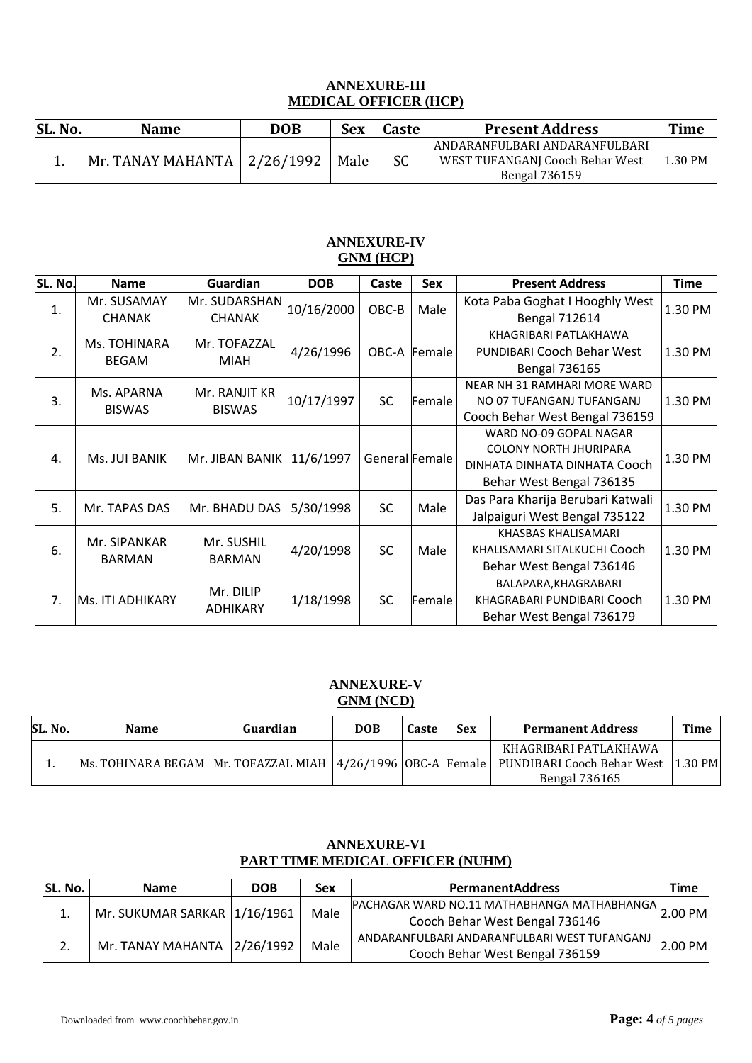## ANNEXURE-III
## MEDICAL OFFICER (HCP)

| SL. No. | Name | DOB | Sex | Caste | Present Address | Time |
|---|---|---|---|---|---|---|
| 1. | Mr. TANAY MAHANTA | 2/26/1992 | Male | SC | ANDARANFULBARI ANDARANFULBARI WEST TUFANGANJ Cooch Behar West Bengal 736159 | 1.30 PM |

## ANNEXURE-IV
## GNM (HCP)

| SL. No. | Name | Guardian | DOB | Caste | Sex | Present Address | Time |
|---|---|---|---|---|---|---|---|
| 1. | Mr. SUSAMAY CHANAK | Mr. SUDARSHAN CHANAK | 10/16/2000 | OBC-B | Male | Kota Paba Goghat I Hooghly West Bengal 712614 | 1.30 PM |
| 2. | Ms. TOHINARA BEGAM | Mr. TOFAZZAL MIAH | 4/26/1996 | OBC-A | Female | KHAGRIBARI PATLAKHAWA PUNDIBARI Cooch Behar West Bengal 736165 | 1.30 PM |
| 3. | Ms. APARNA BISWAS | Mr. RANJIT KR BISWAS | 10/17/1997 | SC | Female | NEAR NH 31 RAMHARI MORE WARD NO 07 TUFANGANJ TUFANGANJ Cooch Behar West Bengal 736159 | 1.30 PM |
| 4. | Ms. JUI BANIK | Mr. JIBAN BANIK | 11/6/1997 | General | Female | WARD NO-09 GOPAL NAGAR COLONY NORTH JHURIPARA DINHATA DINHATA DINHATA Cooch Behar West Bengal 736135 | 1.30 PM |
| 5. | Mr. TAPAS DAS | Mr. BHADU DAS | 5/30/1998 | SC | Male | Das Para Kharija Berubari Katwali Jalpaiguri West Bengal 735122 | 1.30 PM |
| 6. | Mr. SIPANKAR BARMAN | Mr. SUSHIL BARMAN | 4/20/1998 | SC | Male | KHASBAS KHALISAMARI KHALISAMARI SITALKUCHI Cooch Behar West Bengal 736146 | 1.30 PM |
| 7. | Ms. ITI ADHIKARY | Mr. DILIP ADHIKARY | 1/18/1998 | SC | Female | BALAPARA,KHAGRABARI KHAGRABARI PUNDIBARI Cooch Behar West Bengal 736179 | 1.30 PM |

## ANNEXURE-V
## GNM (NCD)

| SL. No. | Name | Guardian | DOB | Caste | Sex | Permanent Address | Time |
|---|---|---|---|---|---|---|---|
| 1. | Ms. TOHINARA BEGAM | Mr. TOFAZZAL MIAH | 4/26/1996 | OBC-A | Female | KHAGRIBARI PATLAKHAWA PUNDIBARI Cooch Behar West Bengal 736165 | 1.30 PM |

## ANNEXURE-VI
## PART TIME MEDICAL OFFICER (NUHM)

| SL. No. | Name | DOB | Sex | PermanentAddress | Time |
|---|---|---|---|---|---|
| 1. | Mr. SUKUMAR SARKAR | 1/16/1961 | Male | PACHAGAR WARD NO.11 MATHABHANGA MATHABHANGA Cooch Behar West Bengal 736146 | 2.00 PM |
| 2. | Mr. TANAY MAHANTA | 2/26/1992 | Male | ANDARANFULBARI ANDARANFULBARI WEST TUFANGANJ Cooch Behar West Bengal 736159 | 2.00 PM |

Downloaded from www.coochbehar.gov.in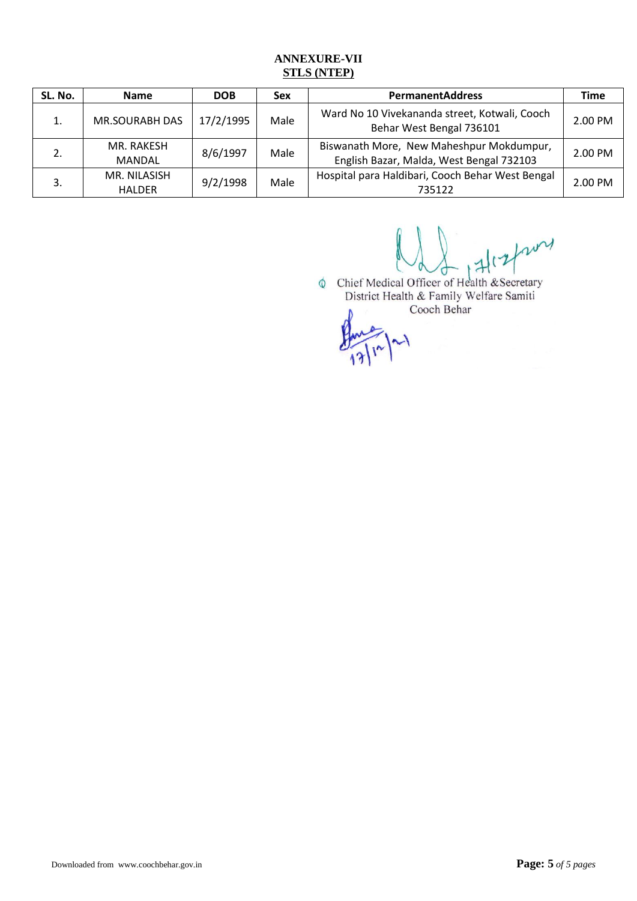**ANNEXURE-VII**
**STLS (NTEP)**

| SL. No. | Name | DOB | Sex | PermanentAddress | Time |
|---|---|---|---|---|---|
| 1. | MR.SOURABH DAS | 17/2/1995 | Male | Ward No 10 Vivekananda street, Kotwali, Cooch Behar West Bengal 736101 | 2.00 PM |
| 2. | MR. RAKESH MANDAL | 8/6/1997 | Male | Biswanath More, New Maheshpur Mokdumpur, English Bazar, Malda, West Bengal 732103 | 2.00 PM |
| 3. | MR. NILASISH HALDER | 9/2/1998 | Male | Hospital para Haldibari, Cooch Behar West Bengal 735122 | 2.00 PM |

17/12/2021

Chief Medical Officer of Health &Secretary
District Health & Family Welfare Samiti
Cooch Behar

17/12/21

Downloaded from www.coochbehar.gov.in